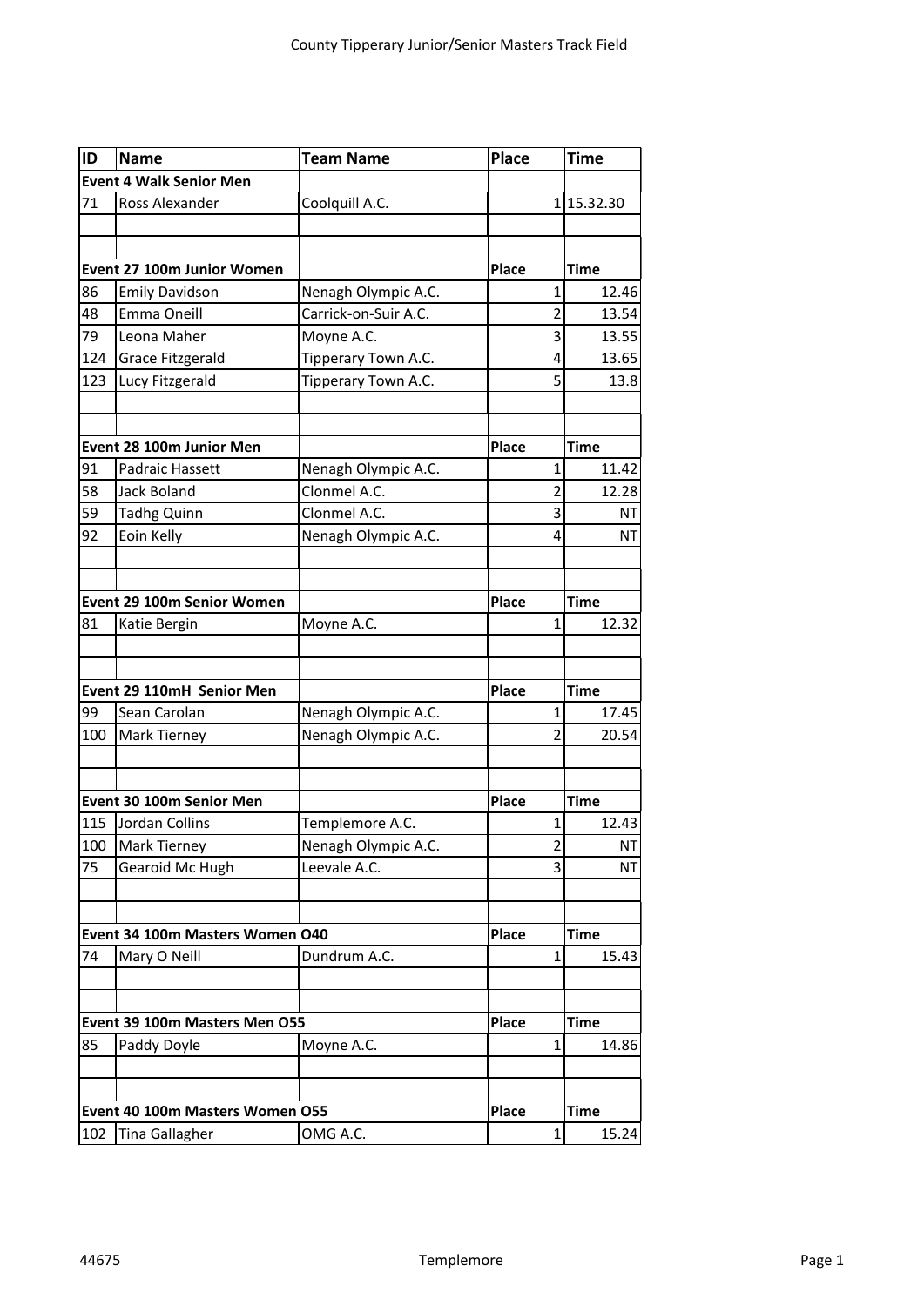# County Tipperary Junior/Senior Masters Track Field

| ID | Name | Team Name | Place | Time |
|---|---|---|---|---|
| **Event 4 Walk Senior Men** | | | | |
| 71 | Ross Alexander | Coolquill A.C. | 1 | 15.32.30 |
| | | | | |
| | | | | |
| **Event 27 100m Junior Women** | | | **Place** | **Time** |
| 86 | Emily Davidson | Nenagh Olympic A.C. | 1 | 12.46 |
| 48 | Emma Oneill | Carrick-on-Suir A.C. | 2 | 13.54 |
| 79 | Leona Maher | Moyne A.C. | 3 | 13.55 |
| 124 | Grace Fitzgerald | Tipperary Town A.C. | 4 | 13.65 |
| 123 | Lucy Fitzgerald | Tipperary Town A.C. | 5 | 13.8 |
| | | | | |
| | | | | |
| **Event 28 100m Junior Men** | | | **Place** | **Time** |
| 91 | Padraic Hassett | Nenagh Olympic A.C. | 1 | 11.42 |
| 58 | Jack Boland | Clonmel A.C. | 2 | 12.28 |
| 59 | Tadhg Quinn | Clonmel A.C. | 3 | NT |
| 92 | Eoin Kelly | Nenagh Olympic A.C. | 4 | NT |
| | | | | |
| | | | | |
| **Event 29 100m Senior Women** | | | **Place** | **Time** |
| 81 | Katie Bergin | Moyne A.C. | 1 | 12.32 |
| | | | | |
| | | | | |
| **Event 29 110mH Senior Men** | | | **Place** | **Time** |
| 99 | Sean Carolan | Nenagh Olympic A.C. | 1 | 17.45 |
| 100 | Mark Tierney | Nenagh Olympic A.C. | 2 | 20.54 |
| | | | | |
| | | | | |
| **Event 30 100m Senior Men** | | | **Place** | **Time** |
| 115 | Jordan Collins | Templemore A.C. | 1 | 12.43 |
| 100 | Mark Tierney | Nenagh Olympic A.C. | 2 | NT |
| 75 | Gearoid Mc Hugh | Leevale A.C. | 3 | NT |
| | | | | |
| | | | | |
| **Event 34 100m Masters Women O40** | | | **Place** | **Time** |
| 74 | Mary O Neill | Dundrum A.C. | 1 | 15.43 |
| | | | | |
| | | | | |
| **Event 39 100m Masters Men O55** | | | **Place** | **Time** |
| 85 | Paddy Doyle | Moyne A.C. | 1 | 14.86 |
| | | | | |
| | | | | |
| **Event 40 100m Masters Women O55** | | | **Place** | **Time** |
| 102 | Tina Gallagher | OMG A.C. | 1 | 15.24 |

44675 Templemore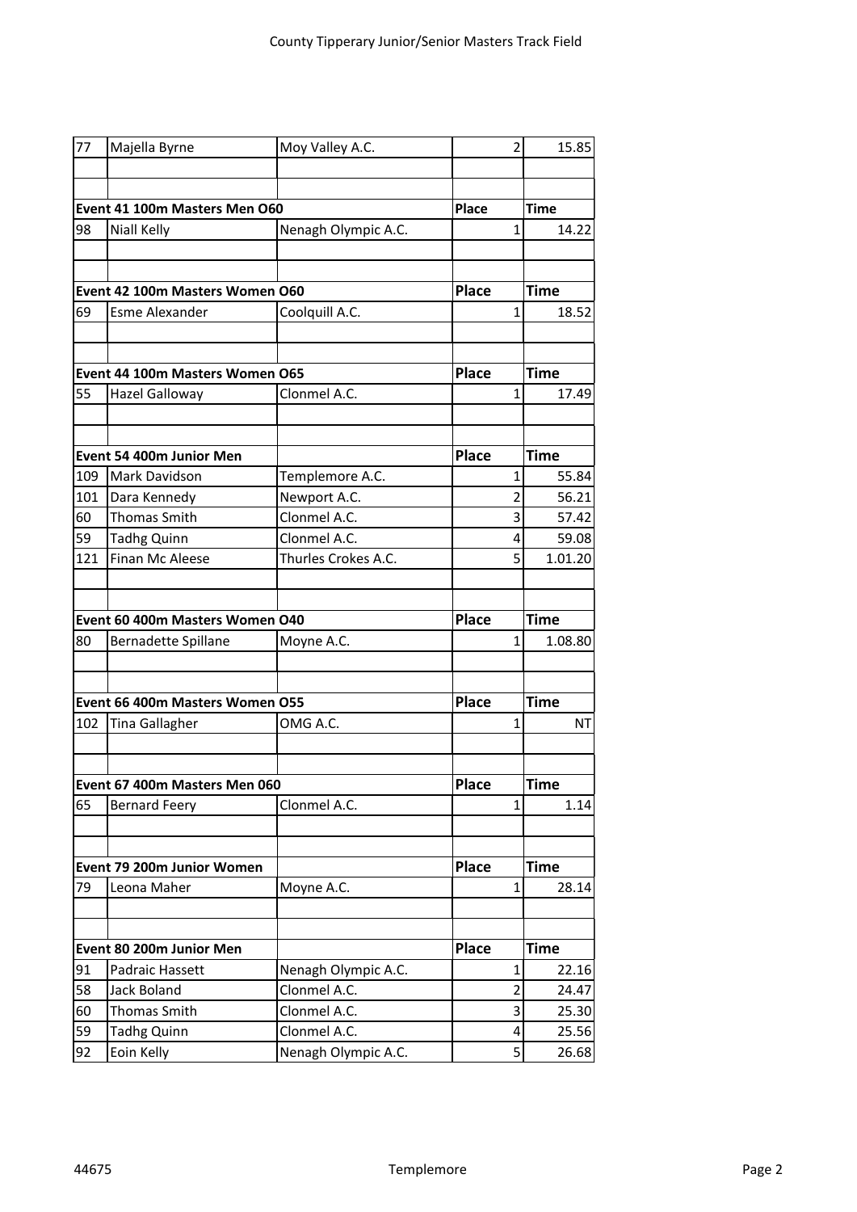| 77 | Majella Byrne | Moy Valley A.C. | 2 | 15.85 |
|---|---|---|---|---|
| | | | | |
| | | | | |
| **Event 41 100m Masters Men O60** | | | **Place** | **Time** |
| 98 | Niall Kelly | Nenagh Olympic A.C. | 1 | 14.22 |
| | | | | |
| | | | | |
| **Event 42 100m Masters Women O60** | | | **Place** | **Time** |
| 69 | Esme Alexander | Coolquill A.C. | 1 | 18.52 |
| | | | | |
| | | | | |
| **Event 44 100m Masters Women O65** | | | **Place** | **Time** |
| 55 | Hazel Galloway | Clonmel A.C. | 1 | 17.49 |
| | | | | |
| | | | | |
| **Event 54 400m Junior Men** | | | **Place** | **Time** |
| 109 | Mark Davidson | Templemore A.C. | 1 | 55.84 |
| 101 | Dara Kennedy | Newport A.C. | 2 | 56.21 |
| 60 | Thomas Smith | Clonmel A.C. | 3 | 57.42 |
| 59 | Tadhg Quinn | Clonmel A.C. | 4 | 59.08 |
| 121 | Finan Mc Aleese | Thurles Crokes A.C. | 5 | 1.01.20 |
| | | | | |
| | | | | |
| **Event 60 400m Masters Women O40** | | | **Place** | **Time** |
| 80 | Bernadette Spillane | Moyne A.C. | 1 | 1.08.80 |
| | | | | |
| | | | | |
| **Event 66 400m Masters Women O55** | | | **Place** | **Time** |
| 102 | Tina Gallagher | OMG A.C. | 1 | NT |
| | | | | |
| | | | | |
| **Event 67 400m Masters Men 060** | | | **Place** | **Time** |
| 65 | Bernard Feery | Clonmel A.C. | 1 | 1.14 |
| | | | | |
| | | | | |
| **Event 79 200m Junior Women** | | | **Place** | **Time** |
| 79 | Leona Maher | Moyne A.C. | 1 | 28.14 |
| | | | | |
| | | | | |
| **Event 80 200m Junior Men** | | | **Place** | **Time** |
| 91 | Padraic Hassett | Nenagh Olympic A.C. | 1 | 22.16 |
| 58 | Jack Boland | Clonmel A.C. | 2 | 24.47 |
| 60 | Thomas Smith | Clonmel A.C. | 3 | 25.30 |
| 59 | Tadhg Quinn | Clonmel A.C. | 4 | 25.56 |
| 92 | Eoin Kelly | Nenagh Olympic A.C. | 5 | 26.68 |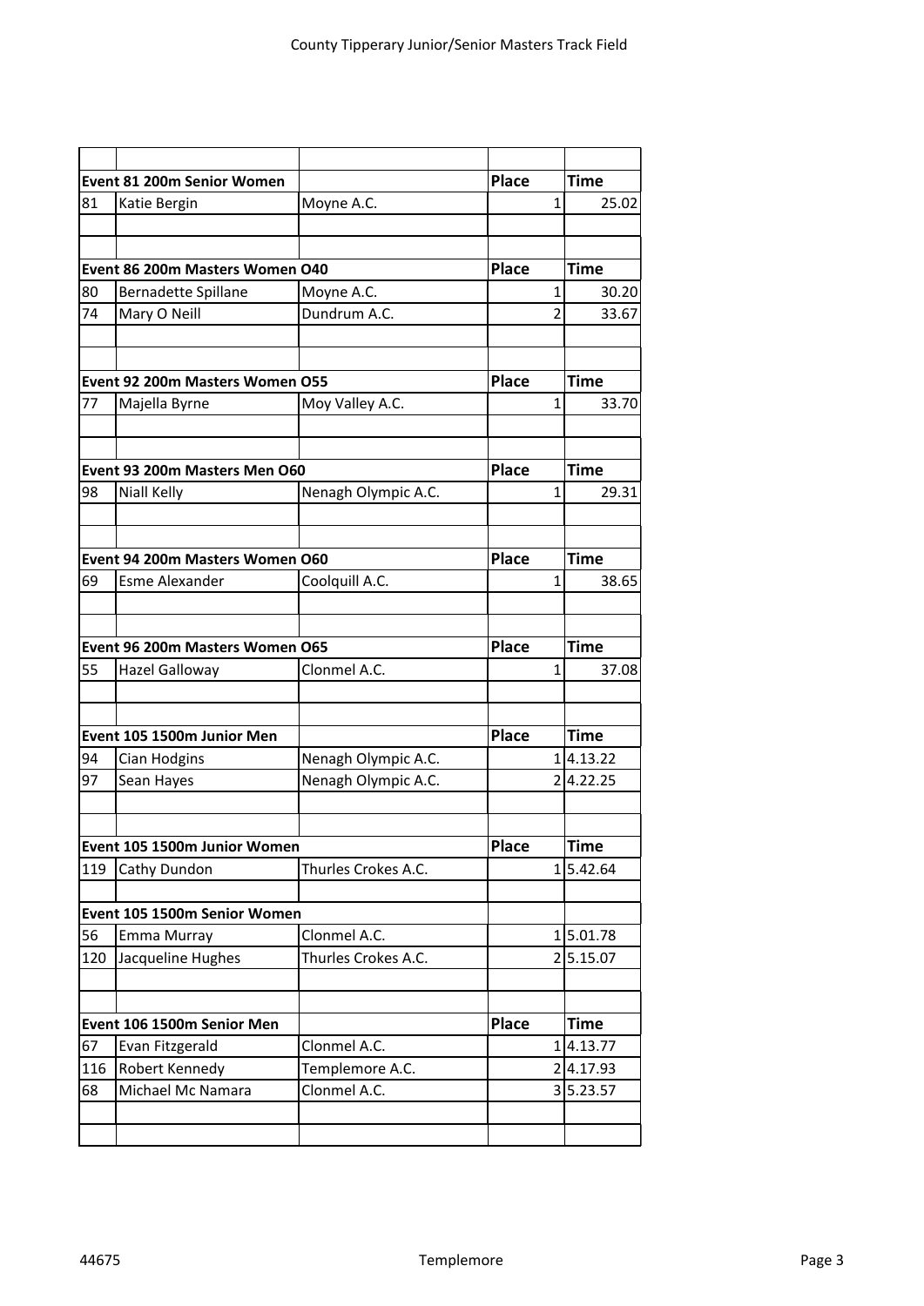| | | | Place | Time |
|---|---|---|---|---|
| **Event 81 200m Senior Women** | | | **Place** | **Time** |
| 81 | Katie Bergin | Moyne A.C. | 1 | 25.02 |
| | | | | |
| | | | | |
| **Event 86 200m Masters Women O40** | | | **Place** | **Time** |
| 80 | Bernadette Spillane | Moyne A.C. | 1 | 30.20 |
| 74 | Mary O Neill | Dundrum A.C. | 2 | 33.67 |
| | | | | |
| | | | | |
| **Event 92 200m Masters Women O55** | | | **Place** | **Time** |
| 77 | Majella Byrne | Moy Valley A.C. | 1 | 33.70 |
| | | | | |
| | | | | |
| **Event 93 200m Masters Men O60** | | | **Place** | **Time** |
| 98 | Niall Kelly | Nenagh Olympic A.C. | 1 | 29.31 |
| | | | | |
| | | | | |
| **Event 94 200m Masters Women O60** | | | **Place** | **Time** |
| 69 | Esme Alexander | Coolquill A.C. | 1 | 38.65 |
| | | | | |
| | | | | |
| **Event 96 200m Masters Women O65** | | | **Place** | **Time** |
| 55 | Hazel Galloway | Clonmel A.C. | 1 | 37.08 |
| | | | | |
| | | | | |
| **Event 105 1500m Junior Men** | | | **Place** | **Time** |
| 94 | Cian Hodgins | Nenagh Olympic A.C. | 1 | 4.13.22 |
| 97 | Sean Hayes | Nenagh Olympic A.C. | 2 | 4.22.25 |
| | | | | |
| | | | | |
| **Event 105 1500m Junior Women** | | | **Place** | **Time** |
| 119 | Cathy Dundon | Thurles Crokes A.C. | 1 | 5.42.64 |
| | | | | |
| **Event 105 1500m Senior Women** | | | | |
| 56 | Emma Murray | Clonmel A.C. | 1 | 5.01.78 |
| 120 | Jacqueline Hughes | Thurles Crokes A.C. | 2 | 5.15.07 |
| | | | | |
| | | | | |
| **Event 106 1500m Senior Men** | | | **Place** | **Time** |
| 67 | Evan Fitzgerald | Clonmel A.C. | 1 | 4.13.77 |
| 116 | Robert Kennedy | Templemore A.C. | 2 | 4.17.93 |
| 68 | Michael Mc Namara | Clonmel A.C. | 3 | 5.23.57 |
| | | | | |
| | | | | |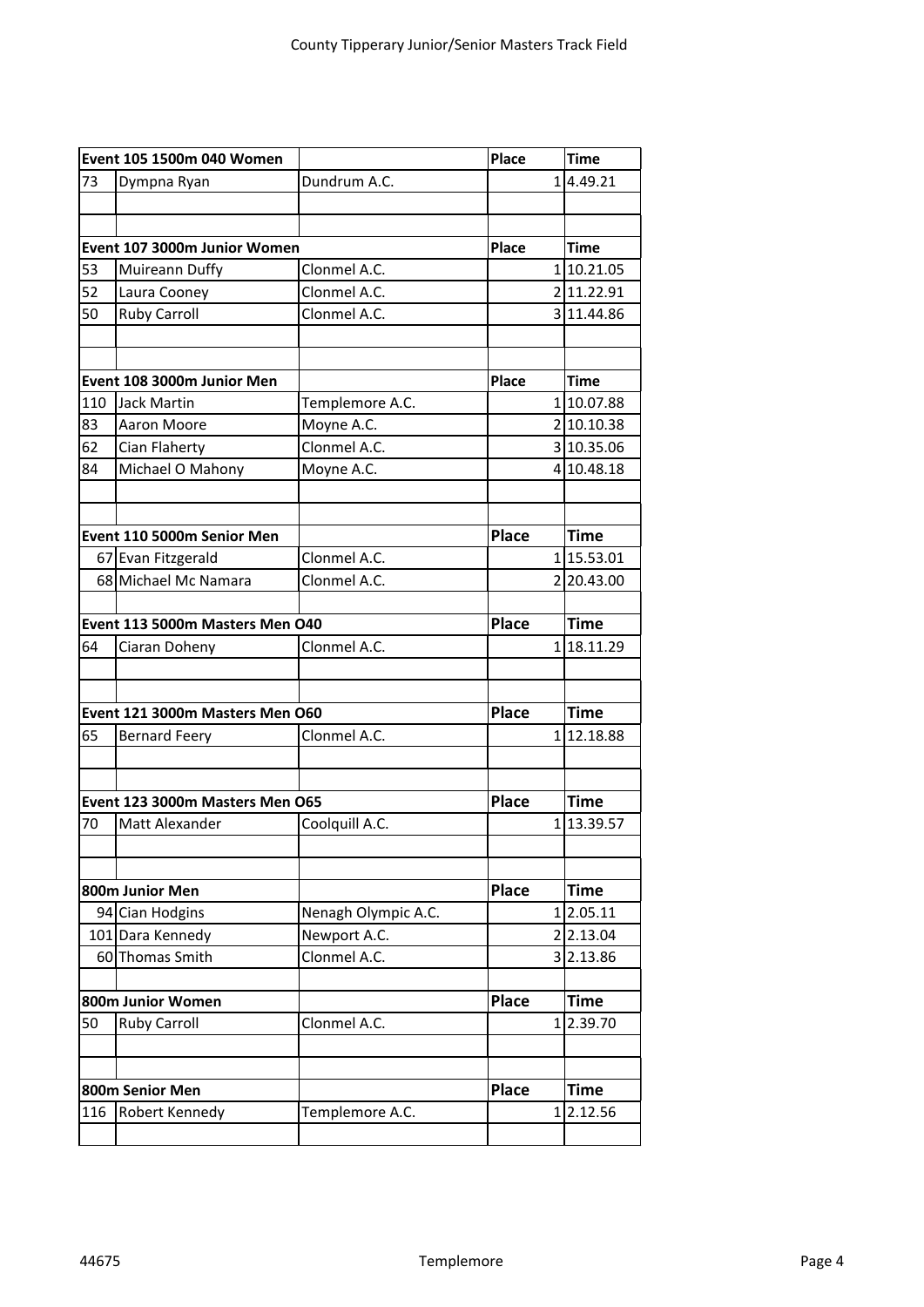County Tipperary Junior/Senior Masters Track Field

| Event 105 1500m 040 Women | | | Place | Time |
|---|---|---|---|---|
| 73 | Dympna Ryan | Dundrum A.C. | 1 | 4.49.21 |
| | | | | |
| | | | | |
| **Event 107 3000m Junior Women** | | | **Place** | **Time** |
| 53 | Muireann Duffy | Clonmel A.C. | 1 | 10.21.05 |
| 52 | Laura Cooney | Clonmel A.C. | 2 | 11.22.91 |
| 50 | Ruby Carroll | Clonmel A.C. | 3 | 11.44.86 |
| | | | | |
| | | | | |
| **Event 108 3000m Junior Men** | | | **Place** | **Time** |
| 110 | Jack Martin | Templemore A.C. | 1 | 10.07.88 |
| 83 | Aaron Moore | Moyne A.C. | 2 | 10.10.38 |
| 62 | Cian Flaherty | Clonmel A.C. | 3 | 10.35.06 |
| 84 | Michael O Mahony | Moyne A.C. | 4 | 10.48.18 |
| | | | | |
| | | | | |
| **Event 110 5000m Senior Men** | | | **Place** | **Time** |
| 67 | Evan Fitzgerald | Clonmel A.C. | 1 | 15.53.01 |
| 68 | Michael Mc Namara | Clonmel A.C. | 2 | 20.43.00 |
| | | | | |
| **Event 113 5000m Masters Men O40** | | | **Place** | **Time** |
| 64 | Ciaran Doheny | Clonmel A.C. | 1 | 18.11.29 |
| | | | | |
| | | | | |
| **Event 121 3000m Masters Men O60** | | | **Place** | **Time** |
| 65 | Bernard Feery | Clonmel A.C. | 1 | 12.18.88 |
| | | | | |
| | | | | |
| **Event 123 3000m Masters Men O65** | | | **Place** | **Time** |
| 70 | Matt Alexander | Coolquill A.C. | 1 | 13.39.57 |
| | | | | |
| | | | | |
| **800m Junior Men** | | | **Place** | **Time** |
| 94 | Cian Hodgins | Nenagh Olympic A.C. | 1 | 2.05.11 |
| 101 | Dara Kennedy | Newport A.C. | 2 | 2.13.04 |
| 60 | Thomas Smith | Clonmel A.C. | 3 | 2.13.86 |
| | | | | |
| **800m Junior Women** | | | **Place** | **Time** |
| 50 | Ruby Carroll | Clonmel A.C. | 1 | 2.39.70 |
| | | | | |
| | | | | |
| **800m Senior Men** | | | **Place** | **Time** |
| 116 | Robert Kennedy | Templemore A.C. | 1 | 2.12.56 |
| | | | | |

44675 Templemore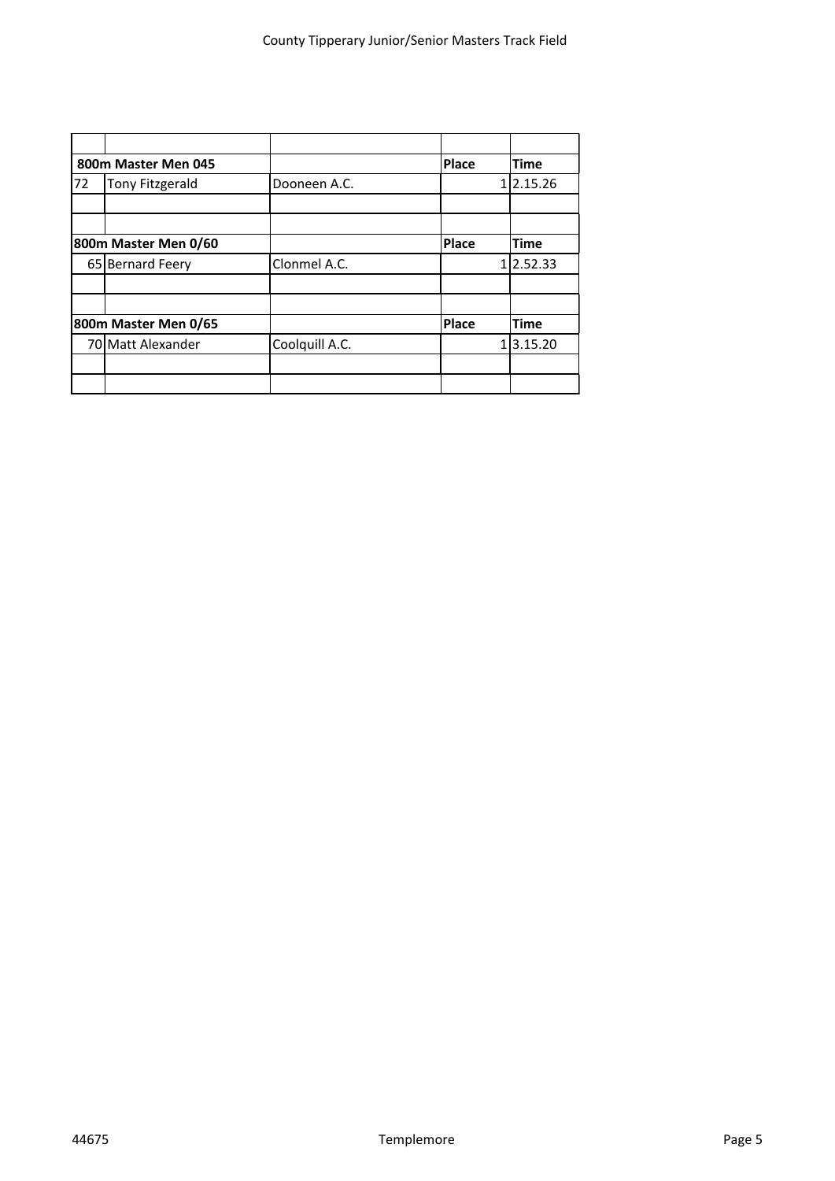| | | | | |
|---|---|---|---|---|
| | | | | |
| **800m Master Men 045** | | | **Place** | **Time** |
| 72 | Tony Fitzgerald | Dooneen A.C. | 1 | 2.15.26 |
| | | | | |
| | | | | |
| **800m Master Men 0/60** | | | **Place** | **Time** |
| 65 | Bernard Feery | Clonmel A.C. | 1 | 2.52.33 |
| | | | | |
| | | | | |
| **800m Master Men 0/65** | | | **Place** | **Time** |
| 70 | Matt Alexander | Coolquill A.C. | 1 | 3.15.20 |
| | | | | |
| | | | | |